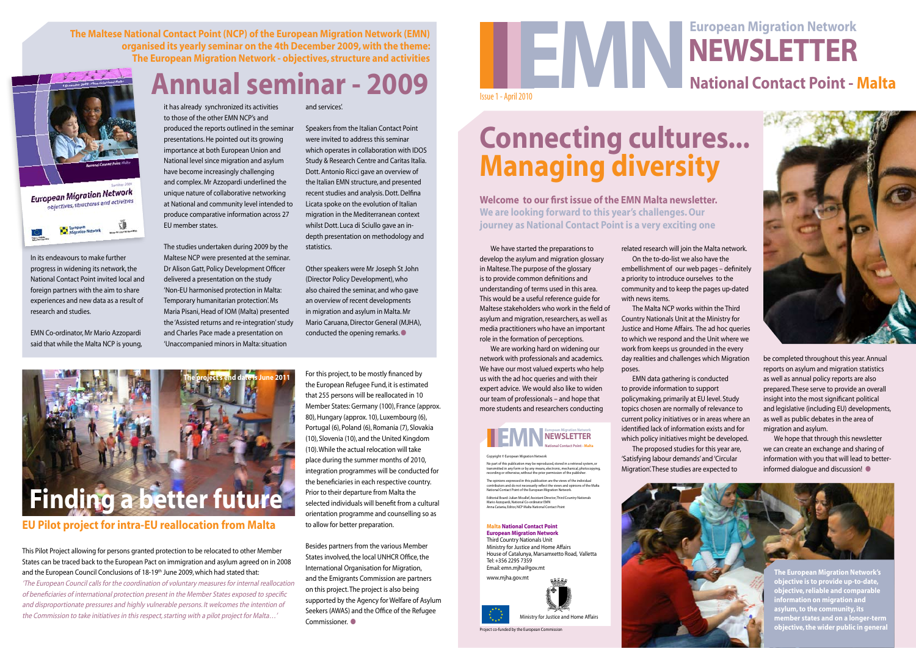# European Migration Network NEWSLETTER

## National Contact Point - Malta

Issue 1 - April 2010

# Connecting cultures... Managing diversity

**Welcome to our first issue of the EMN Malta newsletter. We are looking forward to this year's challenges. Our journey as National Contact Point is a very exciting one**

We have started the preparations to develop the asylum and migration glossary in Maltese. The purpose of the glossary is to provide common definitions and understanding of terms used in this area. This would be a useful reference guide for Maltese stakeholders who work in the field of asylum and migration, researchers, as well as media practitioners who have an important role in the formation of perceptions.

We are working hard on widening our network with professionals and academics. We have our most valued experts who help us with the ad hoc queries and with their expert advice. We would also like to widen our team of professionals – and hope that more students and researchers conducting related research will join the Malta network.

On the to-do-list we also have the embellishment of our web pages – definitely a priority to introduce ourselves to the community and to keep the pages up-dated with news items.

The Malta NCP works within the Third Country Nationals Unit at the Ministry for Justice and Home Affairs. The ad hoc queries to which we respond and the Unit where we work from keeps us grounded in the every day realities and challenges which Migration poses.

EMN data gathering is conducted to provide information to support policymaking, primarily at EU level. Study topics chosen are normally of relevance to current policy initiatives or in areas where an identified lack of information exists and for which policy initiatives might be developed.

The proposed studies for this year are, 'Satisfying labour demands' and 'Circular Migration'. These studies are expected to be completed throughout this year. Annual reports on asylum and migration statistics as well as annual policy reports are also prepared. These serve to provide an overall insight into the most significant political and legislative (including EU) developments, as well as public debates in the area of migration and asylum.

We hope that through this newsletter we can create an exchange and sharing of information with you that will lead to better-informed dialogue and discussion!

**The European Migration Network's objective is to provide up-to-date, objective, reliable and comparable information on migration and asylum, to the community, its member states and on a longer-term objective, the wider public in general**

---

**EMN NEWSLETTER** – European Migration Network – National Contact Point - Malta

Copyright © European Migration Network

No part of this publication may be reproduced, stored in a retrieval system, or transmitted in any form or by any means, electronic, mechanical, photocopying, recording or otherwise, without the prior permission of the publisher.

The opinions expressed in this publication are the views of the individual contributors and do not necessarily reflect the views and opinions of the Malta National Contact Point of the European Migration Network.

Editorial Board: Julian Micallef, Assistant Director, Third Country Nationals
Mario Azzopardi, National Co-ordinator EMN
Anna Catania, Editor, NCP Malta National Contact Point

**Malta National Contact Point**
**European Migration Network**
Third Country Nationals Unit
Ministry for Justice and Home Affairs
House of Catalunya, Marsamxetto Road, Valletta
Tel: +356 2295 7359
Email: emn.mjha@gov.mt

www.mjha.gov.mt

Ministry for Justice and Home Affairs

Project co-funded by the European Commission

---

**The Maltese National Contact Point (NCP) of the European Migration Network (EMN) organised its yearly seminar on the 4th December 2009, with the theme: The European Migration Network - objectives, structure and activities**

# Annual seminar - 2009

In its endeavours to make further progress in widening its network, the National Contact Point invited local and foreign partners with the aim to share experiences and new data as a result of research and studies.

EMN Co-ordinator, Mr Mario Azzopardi said that while the Malta NCP is young, it has already synchronized its activities to those of the other EMN NCP's and produced the reports outlined in the seminar presentations. He pointed out its growing importance at both European Union and National level since migration and asylum have become increasingly challenging and complex. Mr Azzopardi underlined the unique nature of collaborative networking at National and community level intended to produce comparative information across 27 EU member states.

The studies undertaken during 2009 by the Maltese NCP were presented at the seminar. Dr Alison Gatt, Policy Development Officer delivered a presentation on the study 'Non-EU harmonised protection in Malta: Temporary humanitarian protection'. Ms Maria Pisani, Head of IOM (Malta) presented the 'Assisted returns and re-integration' study and Charles Pace made a presentation on 'Unaccompanied minors in Malta: situation and services'.

Speakers from the Italian Contact Point were invited to address this seminar which operates in collaboration with IDOS Study & Research Centre and Caritas Italia. Dott. Antonio Ricci gave an overview of the Italian EMN structure, and presented recent studies and analysis. Dott. Delfina Licata spoke on the evolution of Italian migration in the Mediterranean context whilst Dott. Luca di Sciullo gave an in-depth presentation on methodology and statistics.

Other speakers were Mr Joseph St John (Director Policy Development), who also chaired the seminar, and who gave an overview of recent developments in migration and asylum in Malta. Mr Mario Caruana, Director General (MJHA), conducted the opening remarks.

---

**The project's end date is June 2011**

# Finding a better future

## EU Pilot project for intra-EU reallocation from Malta

This Pilot Project allowing for persons granted protection to be relocated to other Member States can be traced back to the European Pact on immigration and asylum agreed on in 2008 and the European Council Conclusions of 18-19th June 2009, which had stated that:

*'The European Council calls for the coordination of voluntary measures for internal reallocation of beneficiaries of international protection present in the Member States exposed to specific and disproportionate pressures and highly vulnerable persons. It welcomes the intention of the Commission to take initiatives in this respect, starting with a pilot project for Malta…'*

For this project, to be mostly financed by the European Refugee Fund, it is estimated that 255 persons will be reallocated in 10 Member States: Germany (100), France (approx. 80), Hungary (approx. 10), Luxembourg (6), Portugal (6), Poland (6), Romania (7), Slovakia (10), Slovenia (10), and the United Kingdom (10). While the actual relocation will take place during the summer months of 2010, integration programmes will be conducted for the beneficiaries in each respective country. Prior to their departure from Malta the selected individuals will benefit from a cultural orientation programme and counselling so as to allow for better preparation.

Besides partners from the various Member States involved, the local UNHCR Office, the International Organisation for Migration, and the Emigrants Commission are partners on this project. The project is also being supported by the Agency for Welfare of Asylum Seekers (AWAS) and the Office of the Refugee Commissioner.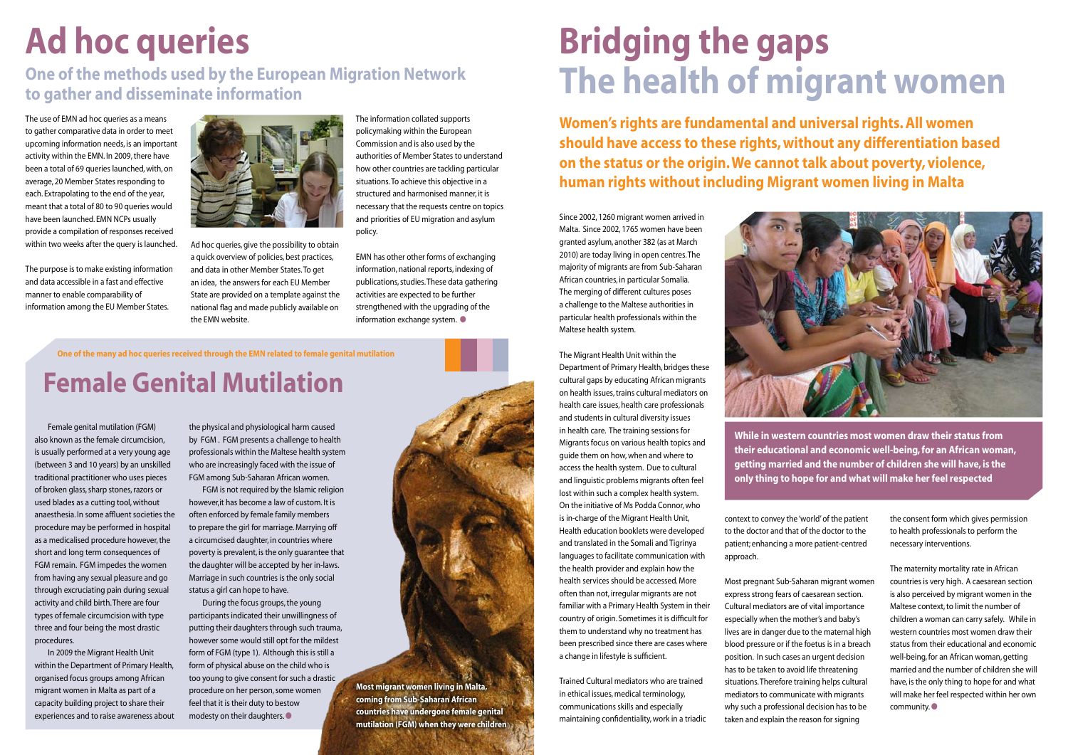# Ad hoc queries

## One of the methods used by the European Migration Network to gather and disseminate information

The use of EMN ad hoc queries as a means to gather comparative data in order to meet upcoming information needs, is an important activity within the EMN. In 2009, there have been a total of 69 queries launched, with, on average, 20 Member States responding to each. Extrapolating to the end of the year, meant that a total of 80 to 90 queries would have been launched. EMN NCPs usually provide a compilation of responses received within two weeks after the query is launched.

The purpose is to make existing information and data accessible in a fast and effective manner to enable comparability of information among the EU Member States.

Ad hoc queries, give the possibility to obtain a quick overview of policies, best practices, and data in other Member States. To get an idea, the answers for each EU Member State are provided on a template against the national flag and made publicly available on the EMN website.

The information collated supports policymaking within the European Commission and is also used by the authorities of Member States to understand how other countries are tackling particular situations. To achieve this objective in a structured and harmonised manner, it is necessary that the requests centre on topics and priorities of EU migration and asylum policy.

EMN has other other forms of exchanging information, national reports, indexing of publications, studies. These data gathering activities are expected to be further strengthened with the upgrading of the information exchange system.

**One of the many ad hoc queries received through the EMN related to female genital mutilation**

## Female Genital Mutilation

Female genital mutilation (FGM) also known as the female circumcision, is usually performed at a very young age (between 3 and 10 years) by an unskilled traditional practitioner who uses pieces of broken glass, sharp stones, razors or used blades as a cutting tool, without anaesthesia. In some affluent societies the procedure may be performed in hospital as a medicalised procedure however, the short and long term consequences of FGM remain. FGM impedes the women from having any sexual pleasure and go through excruciating pain during sexual activity and child birth. There are four types of female circumcision with type three and four being the most drastic procedures.

In 2009 the Migrant Health Unit within the Department of Primary Health, organised focus groups among African migrant women in Malta as part of a capacity building project to share their experiences and to raise awareness about the physical and physiological harm caused by FGM. FGM presents a challenge to health professionals within the Maltese health system who are increasingly faced with the issue of FGM among Sub-Saharan African women.

FGM is not required by the Islamic religion however, it has become a law of custom. It is often enforced by female family members to prepare the girl for marriage. Marrying off a circumcised daughter, in countries where poverty is prevalent, is the only guarantee that the daughter will be accepted by her in-laws. Marriage in such countries is the only social status a girl can hope to have.

During the focus groups, the young participants indicated their unwillingness of putting their daughters through such trauma, however some would still opt for the mildest form of FGM (type 1). Although this is still a form of physical abuse on the child who is too young to give consent for such a drastic procedure on her person, some women feel that it is their duty to bestow modesty on their daughters.

**Most migrant women living in Malta, coming from Sub-Saharan African countries have undergone female genital mutilation (FGM) when they were children**

# Bridging the gaps
# The health of migrant women

**Women's rights are fundamental and universal rights. All women should have access to these rights, without any differentiation based on the status or the origin. We cannot talk about poverty, violence, human rights without including Migrant women living in Malta**

Since 2002, 1260 migrant women arrived in Malta. Since 2002, 1765 women have been granted asylum, another 382 (as at March 2010) are today living in open centres. The majority of migrants are from Sub-Saharan African countries, in particular Somalia. The merging of different cultures poses a challenge to the Maltese authorities in particular health professionals within the Maltese health system.

The Migrant Health Unit within the Department of Primary Health, bridges these cultural gaps by educating African migrants on health issues, trains cultural mediators on health care issues, health care professionals and students in cultural diversity issues in health care. The training sessions for Migrants focus on various health topics and guide them on how, when and where to access the health system. Due to cultural and linguistic problems migrants often feel lost within such a complex health system. On the initiative of Ms Podda Connor, who is in-charge of the Migrant Health Unit, Health education booklets were developed and translated in the Somali and Tigrinya languages to facilitate communication with the health provider and explain how the health services should be accessed. More often than not, irregular migrants are not familiar with a Primary Health System in their country of origin. Sometimes it is difficult for them to understand why no treatment has been prescribed since there are cases where a change in lifestyle is sufficient.

Trained Cultural mediators who are trained in ethical issues, medical terminology, communications skills and especially maintaining confidentiality, work in a triadic context to convey the 'world' of the patient to the doctor and that of the doctor to the patient; enhancing a more patient-centred approach.

**While in western countries most women draw their status from their educational and economic well-being, for an African woman, getting married and the number of children she will have, is the only thing to hope for and what will make her feel respected**

Most pregnant Sub-Saharan migrant women express strong fears of caesarean section. Cultural mediators are of vital importance especially when the mother's and baby's lives are in danger due to the maternal high blood pressure or if the foetus is in a breach position. In such cases an urgent decision has to be taken to avoid life threatening situations. Therefore training helps cultural mediators to communicate with migrants why such a professional decision has to be taken and explain the reason for signing the consent form which gives permission to health professionals to perform the necessary interventions.

The maternity mortality rate in African countries is very high. A caesarean section is also perceived by migrant women in the Maltese context, to limit the number of children a woman can carry safely. While in western countries most women draw their status from their educational and economic well-being, for an African woman, getting married and the number of children she will have, is the only thing to hope for and what will make her feel respected within her own community.